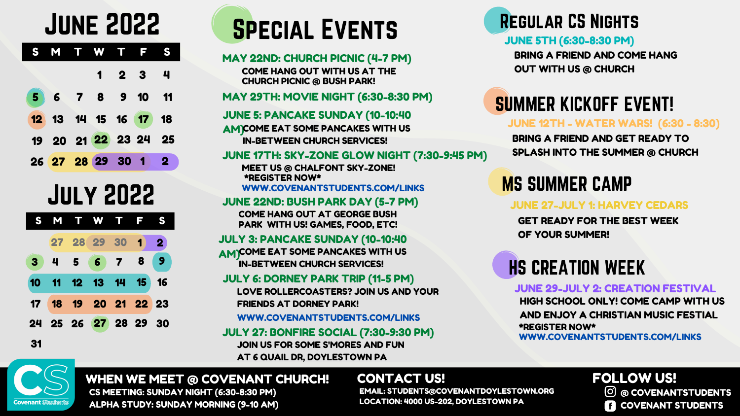# June 2022

| S | M | T | W | T | F | S |
|---|---|---|---|---|---|---|
| | | | 1 | 2 | 3 | 4 |
| 5 | 6 | 7 | 8 | 9 | 10 | 11 |
| 12 | 13 | 14 | 15 | 16 | 17 | 18 |
| 19 | 20 | 21 | 22 | 23 | 24 | 25 |
| 26 | 27 | 28 | 29 | 30 | 1 | 2 |

# July 2022

| S | M | T | W | T | F | S |
|---|---|---|---|---|---|---|
| | 27 | 28 | 29 | 30 | 1 | 2 |
| 3 | 4 | 5 | 6 | 7 | 8 | 9 |
| 10 | 11 | 12 | 13 | 14 | 15 | 16 |
| 17 | 18 | 19 | 20 | 21 | 22 | 23 |
| 24 | 25 | 26 | 27 | 28 | 29 | 30 |
| 31 | | | | | | |

# Special Events

**MAY 22ND: CHURCH PICNIC (4-7 PM)**
COME HANG OUT WITH US AT THE CHURCH PICNIC @ BUSH PARK!

**MAY 29TH: MOVIE NIGHT (6:30-8:30 PM)**

**JUNE 5: PANCAKE SUNDAY (10-10:40 AM)**
COME EAT SOME PANCAKES WITH US IN-BETWEEN CHURCH SERVICES!

**JUNE 17TH: SKY-ZONE GLOW NIGHT (7:30-9:45 PM)**
MEET US @ CHALFONT SKY-ZONE!
*REGISTER NOW*
WWW.COVENANTSTUDENTS.COM/LINKS

**JUNE 22ND: BUSH PARK DAY (5-7 PM)**
COME HANG OUT AT GEORGE BUSH PARK WITH US! GAMES, FOOD, ETC!

**JULY 3: PANCAKE SUNDAY (10-10:40 AM)**
COME EAT SOME PANCAKES WITH US IN-BETWEEN CHURCH SERVICES!

**JULY 6: DORNEY PARK TRIP (11-5 PM)**
LOVE ROLLERCOASTERS? JOIN US AND YOUR FRIENDS AT DORNEY PARK!
WWW.COVENANTSTUDENTS.COM/LINKS

**JULY 27: BONFIRE SOCIAL (7:30-9:30 PM)**
JOIN US FOR SOME S'MORES AND FUN AT 6 QUAIL DR, DOYLESTOWN PA

# Regular CS Nights

**JUNE 5TH (6:30-8:30 PM)**
BRING A FRIEND AND COME HANG OUT WITH US @ CHURCH

# Summer Kickoff Event!

**JUNE 12TH - WATER WARS! (6:30 - 8:30)**
BRING A FRIEND AND GET READY TO SPLASH INTO THE SUMMER @ CHURCH

# MS Summer Camp

**JUNE 27-JULY 1: HARVEY CEDARS**
GET READY FOR THE BEST WEEK OF YOUR SUMMER!

# HS Creation Week

**JUNE 29-JULY 2: CREATION FESTIVAL**
HIGH SCHOOL ONLY! COME CAMP WITH US AND ENJOY A CHRISTIAN MUSIC FESTIAL
*REGISTER NOW*
WWW.COVENANTSTUDENTS.COM/LINKS

---

CS
Covenant Students

**WHEN WE MEET @ COVENANT CHURCH!**
CS MEETING: SUNDAY NIGHT (6:30-8:30 PM)
ALPHA STUDY: SUNDAY MORNING (9-10 AM)

**CONTACT US!**
EMAIL: STUDENTS@COVENANTDOYLESTOWN.ORG
LOCATION: 4000 US-202, DOYLESTOWN PA

**FOLLOW US!**
@ COVENANTSTUDENTS
COVENANT STUDENTS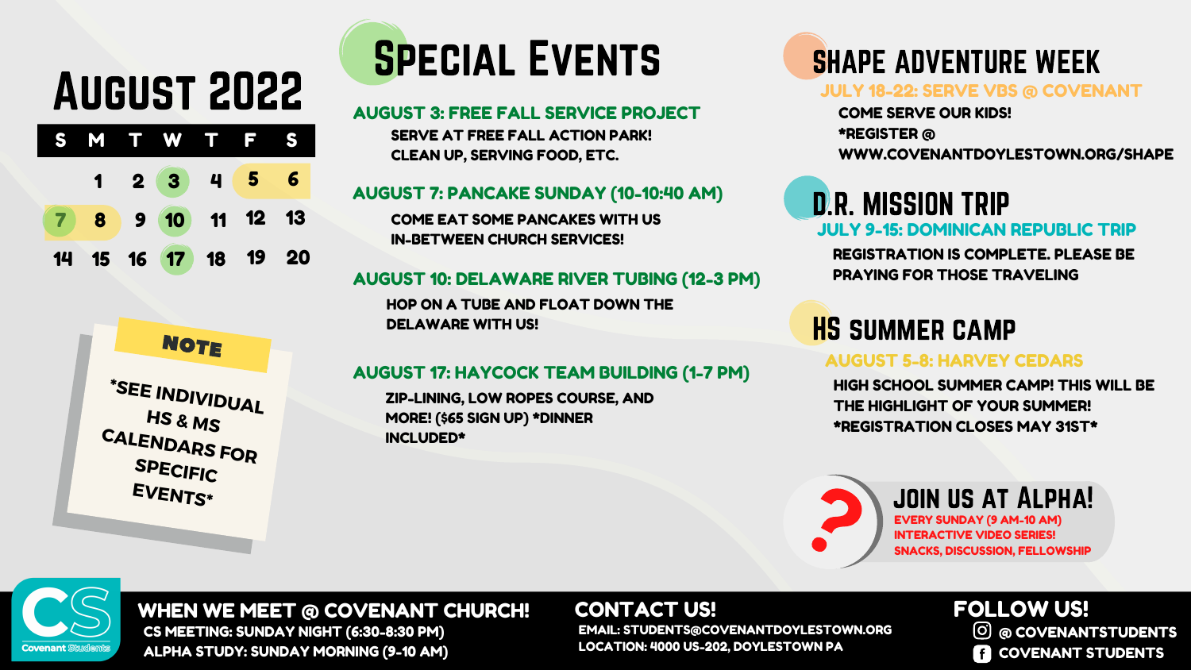# August 2022

| S | M | T | W | T | F | S |
|---|---|---|---|---|---|---|
| | 1 | 2 | 3 | 4 | 5 | 6 |
| 7 | 8 | 9 | 10 | 11 | 12 | 13 |
| 14 | 15 | 16 | 17 | 18 | 19 | 20 |

**NOTE**

*SEE INDIVIDUAL HS & MS CALENDARS FOR SPECIFIC EVENTS*

# Special Events

### AUGUST 3: FREE FALL SERVICE PROJECT

SERVE AT FREE FALL ACTION PARK! CLEAN UP, SERVING FOOD, ETC.

### AUGUST 7: PANCAKE SUNDAY (10-10:40 AM)

COME EAT SOME PANCAKES WITH US IN-BETWEEN CHURCH SERVICES!

### AUGUST 10: DELAWARE RIVER TUBING (12-3 PM)

HOP ON A TUBE AND FLOAT DOWN THE DELAWARE WITH US!

### AUGUST 17: HAYCOCK TEAM BUILDING (1-7 PM)

ZIP-LINING, LOW ROPES COURSE, AND MORE! ($65 SIGN UP) *DINNER INCLUDED*

## SHAPE ADVENTURE WEEK

### JULY 18-22: SERVE VBS @ COVENANT

COME SERVE OUR KIDS!
*REGISTER @ WWW.COVENANTDOYLESTOWN.ORG/SHAPE

## D.R. MISSION TRIP

### JULY 9-15: DOMINICAN REPUBLIC TRIP

REGISTRATION IS COMPLETE. PLEASE BE PRAYING FOR THOSE TRAVELING

## HS SUMMER CAMP

### AUGUST 5-8: HARVEY CEDARS

HIGH SCHOOL SUMMER CAMP! THIS WILL BE THE HIGHLIGHT OF YOUR SUMMER!
*REGISTRATION CLOSES MAY 31ST*

## JOIN US AT ALPHA!

EVERY SUNDAY (9 AM-10 AM)
INTERACTIVE VIDEO SERIES!
SNACKS, DISCUSSION, FELLOWSHIP

CS
Covenant Students

### WHEN WE MEET @ COVENANT CHURCH!

CS MEETING: SUNDAY NIGHT (6:30-8:30 PM)
ALPHA STUDY: SUNDAY MORNING (9-10 AM)

### CONTACT US!

EMAIL: STUDENTS@COVENANTDOYLESTOWN.ORG
LOCATION: 4000 US-202, DOYLESTOWN PA

### FOLLOW US!

@ COVENANTSTUDENTS
COVENANT STUDENTS